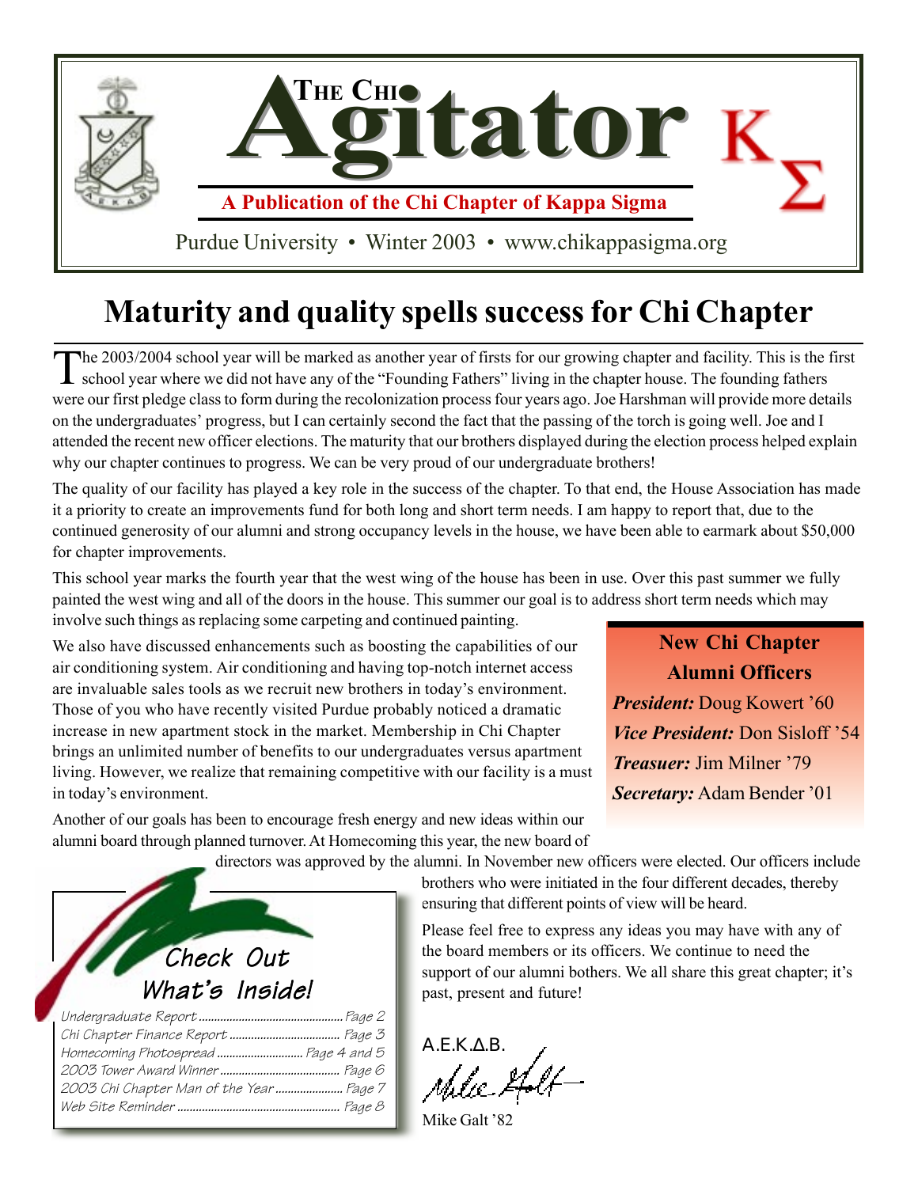# The Chi Agitator

**A Publication of the Chi Chapter of Kappa Sigma**

Purdue University • Winter 2003 • www.chikappasigma.org

## Maturity and quality spells success for Chi Chapter

The 2003/2004 school year will be marked as another year of firsts for our growing chapter and facility. This is the first school year where we did not have any of the "Founding Fathers" living in the chapter house. The founding fathers were our first pledge class to form during the recolonization process four years ago. Joe Harshman will provide more details on the undergraduates' progress, but I can certainly second the fact that the passing of the torch is going well. Joe and I attended the recent new officer elections. The maturity that our brothers displayed during the election process helped explain why our chapter continues to progress. We can be very proud of our undergraduate brothers!

The quality of our facility has played a key role in the success of the chapter. To that end, the House Association has made it a priority to create an improvements fund for both long and short term needs. I am happy to report that, due to the continued generosity of our alumni and strong occupancy levels in the house, we have been able to earmark about $50,000 for chapter improvements.

This school year marks the fourth year that the west wing of the house has been in use. Over this past summer we fully painted the west wing and all of the doors in the house. This summer our goal is to address short term needs which may involve such things as replacing some carpeting and continued painting.

We also have discussed enhancements such as boosting the capabilities of our air conditioning system. Air conditioning and having top-notch internet access are invaluable sales tools as we recruit new brothers in today's environment. Those of you who have recently visited Purdue probably noticed a dramatic increase in new apartment stock in the market. Membership in Chi Chapter brings an unlimited number of benefits to our undergraduates versus apartment living. However, we realize that remaining competitive with our facility is a must in today's environment.

Another of our goals has been to encourage fresh energy and new ideas within our alumni board through planned turnover. At Homecoming this year, the new board of directors was approved by the alumni. In November new officers were elected. Our officers include brothers who were initiated in the four different decades, thereby ensuring that different points of view will be heard.

Please feel free to express any ideas you may have with any of the board members or its officers. We continue to need the support of our alumni bothers. We all share this great chapter; it's past, present and future!

A.E.K.Δ.B.

Mike Galt '82

### New Chi Chapter Alumni Officers

***President:*** Doug Kowert '60

***Vice President:*** Don Sisloff '54

***Treasuer:*** Jim Milner '79

***Secretary:*** Adam Bender '01

### Check Out What's Inside!

- Undergraduate Report ..... Page 2
- Chi Chapter Finance Report ..... Page 3
- Homecoming Photospread ..... Page 4 and 5
- 2003 Tower Award Winner ..... Page 6
- 2003 Chi Chapter Man of the Year ..... Page 7
- Web Site Reminder ..... Page 8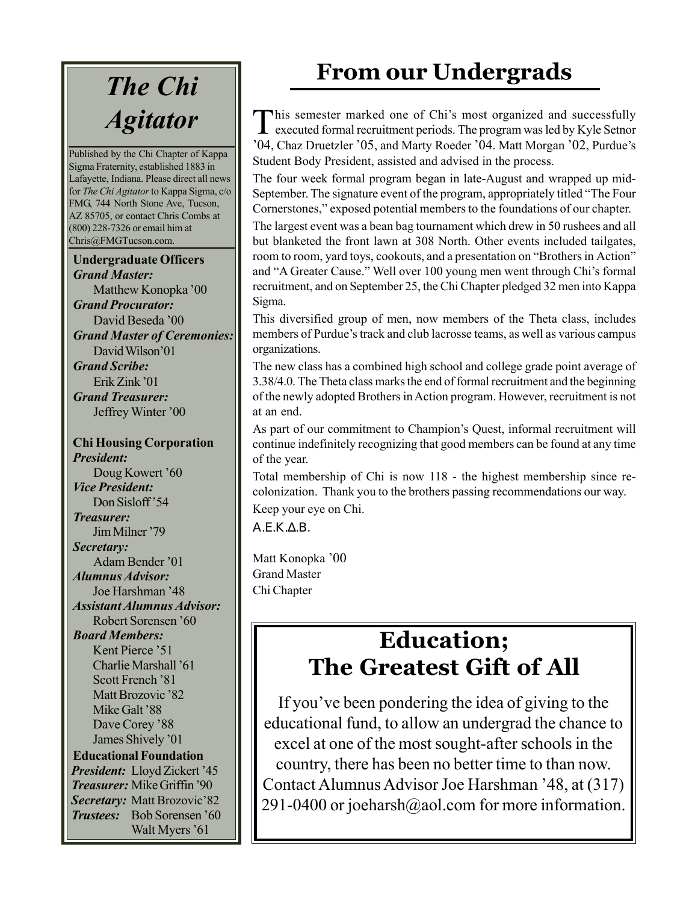# The Chi Agitator

Published by the Chi Chapter of Kappa Sigma Fraternity, established 1883 in Lafayette, Indiana. Please direct all news for *The Chi Agitator* to Kappa Sigma, c/o FMG, 744 North Stone Ave, Tucson, AZ 85705, or contact Chris Combs at (800) 228-7326 or email him at Chris@FMGTucson.com.

**Undergraduate Officers**

***Grand Master:***
Matthew Konopka '00

***Grand Procurator:***
David Beseda '00

***Grand Master of Ceremonies:***
David Wilson'01

***Grand Scribe:***
Erik Zink '01

***Grand Treasurer:***
Jeffrey Winter '00

**Chi Housing Corporation**

***President:***
Doug Kowert '60

***Vice President:***
Don Sisloff '54

***Treasurer:***
Jim Milner '79

***Secretary:***
Adam Bender '01

***Alumnus Advisor:***
Joe Harshman '48

***Assistant Alumnus Advisor:***
Robert Sorensen '60

***Board Members:***
Kent Pierce '51
Charlie Marshall '61
Scott French '81
Matt Brozovic '82
Mike Galt '88
Dave Corey '88
James Shively '01

**Educational Foundation**

***President:*** Lloyd Zickert '45
***Treasurer:*** Mike Griffin '90
***Secretary:*** Matt Brozovic'82
***Trustees:*** Bob Sorensen '60
Walt Myers '61

# From our Undergrads

This semester marked one of Chi's most organized and successfully executed formal recruitment periods. The program was led by Kyle Setnor '04, Chaz Druetzler '05, and Marty Roeder '04. Matt Morgan '02, Purdue's Student Body President, assisted and advised in the process.

The four week formal program began in late-August and wrapped up mid-September. The signature event of the program, appropriately titled "The Four Cornerstones," exposed potential members to the foundations of our chapter.

The largest event was a bean bag tournament which drew in 50 rushees and all but blanketed the front lawn at 308 North. Other events included tailgates, room to room, yard toys, cookouts, and a presentation on "Brothers in Action" and "A Greater Cause." Well over 100 young men went through Chi's formal recruitment, and on September 25, the Chi Chapter pledged 32 men into Kappa Sigma.

This diversified group of men, now members of the Theta class, includes members of Purdue's track and club lacrosse teams, as well as various campus organizations.

The new class has a combined high school and college grade point average of 3.38/4.0. The Theta class marks the end of formal recruitment and the beginning of the newly adopted Brothers in Action program. However, recruitment is not at an end.

As part of our commitment to Champion's Quest, informal recruitment will continue indefinitely recognizing that good members can be found at any time of the year.

Total membership of Chi is now 118 - the highest membership since re-colonization. Thank you to the brothers passing recommendations our way.

Keep your eye on Chi.

A.E.K.Δ.B.

Matt Konopka '00
Grand Master
Chi Chapter

## Education; The Greatest Gift of All

If you've been pondering the idea of giving to the educational fund, to allow an undergrad the chance to excel at one of the most sought-after schools in the country, there has been no better time to than now. Contact Alumnus Advisor Joe Harshman '48, at (317) 291-0400 or joeharsh@aol.com for more information.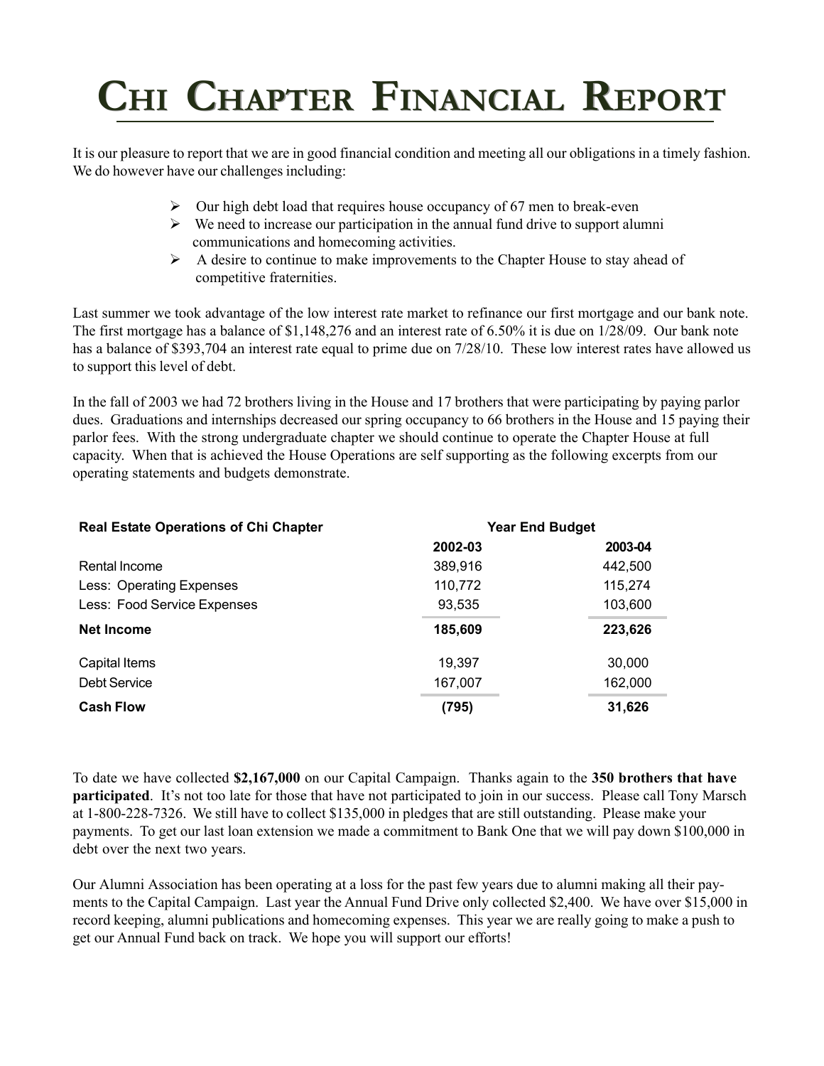# Chi Chapter Financial Report

It is our pleasure to report that we are in good financial condition and meeting all our obligations in a timely fashion. We do however have our challenges including:

- Our high debt load that requires house occupancy of 67 men to break-even
- We need to increase our participation in the annual fund drive to support alumni communications and homecoming activities.
- A desire to continue to make improvements to the Chapter House to stay ahead of competitive fraternities.

Last summer we took advantage of the low interest rate market to refinance our first mortgage and our bank note. The first mortgage has a balance of $1,148,276 and an interest rate of 6.50% it is due on 1/28/09. Our bank note has a balance of $393,704 an interest rate equal to prime due on 7/28/10. These low interest rates have allowed us to support this level of debt.

In the fall of 2003 we had 72 brothers living in the House and 17 brothers that were participating by paying parlor dues. Graduations and internships decreased our spring occupancy to 66 brothers in the House and 15 paying their parlor fees. With the strong undergraduate chapter we should continue to operate the Chapter House at full capacity. When that is achieved the House Operations are self supporting as the following excerpts from our operating statements and budgets demonstrate.

| **Real Estate Operations of Chi Chapter** | **Year End** | **Budget** |
|---|---|---|
| | **2002-03** | **2003-04** |
| Rental Income | 389,916 | 442,500 |
| Less: Operating Expenses | 110,772 | 115,274 |
| Less: Food Service Expenses | 93,535 | 103,600 |
| **Net Income** | **185,609** | **223,626** |
| Capital Items | 19,397 | 30,000 |
| Debt Service | 167,007 | 162,000 |
| **Cash Flow** | **(795)** | **31,626** |

To date we have collected **$2,167,000** on our Capital Campaign. Thanks again to the **350 brothers that have participated**. It's not too late for those that have not participated to join in our success. Please call Tony Marsch at 1-800-228-7326. We still have to collect $135,000 in pledges that are still outstanding. Please make your payments. To get our last loan extension we made a commitment to Bank One that we will pay down $100,000 in debt over the next two years.

Our Alumni Association has been operating at a loss for the past few years due to alumni making all their payments to the Capital Campaign. Last year the Annual Fund Drive only collected $2,400. We have over $15,000 in record keeping, alumni publications and homecoming expenses. This year we are really going to make a push to get our Annual Fund back on track. We hope you will support our efforts!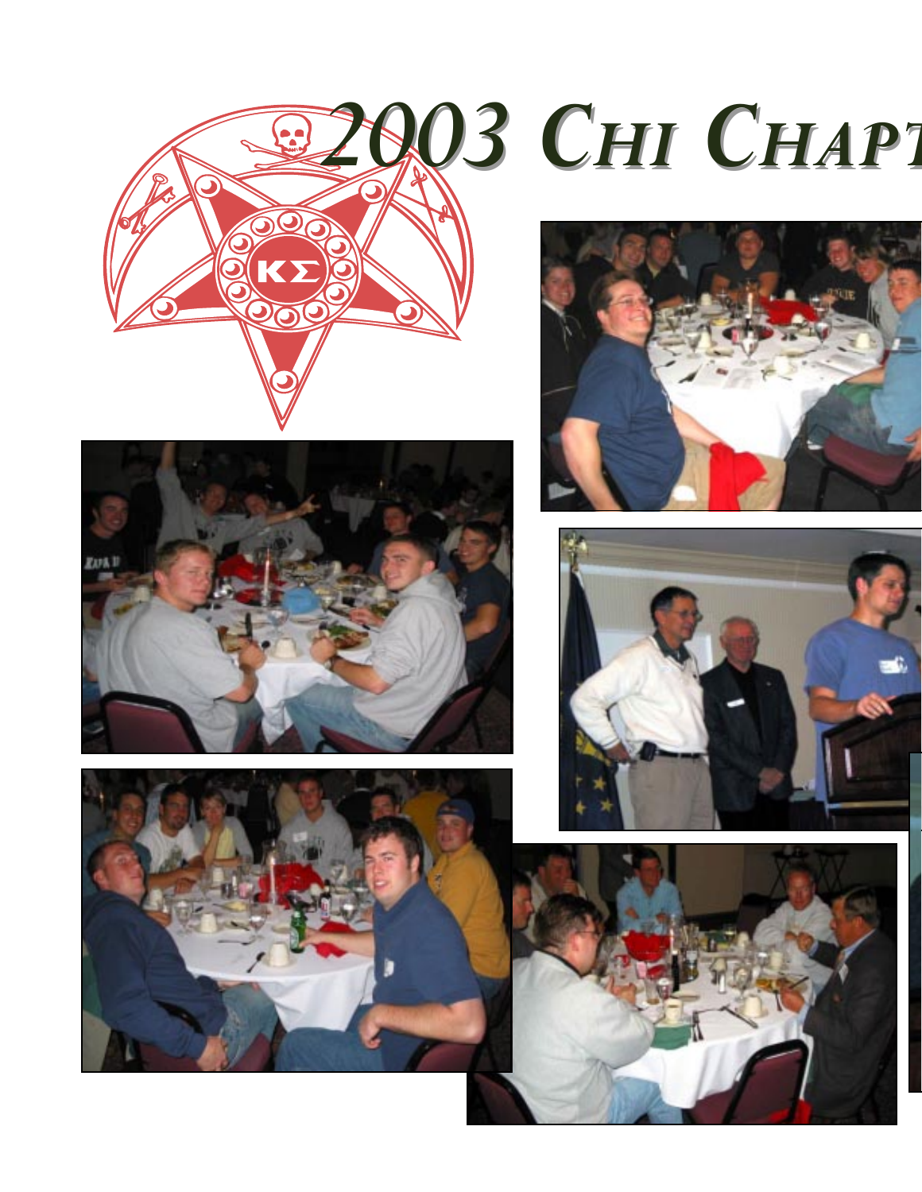# 2003 *Chi Chapt*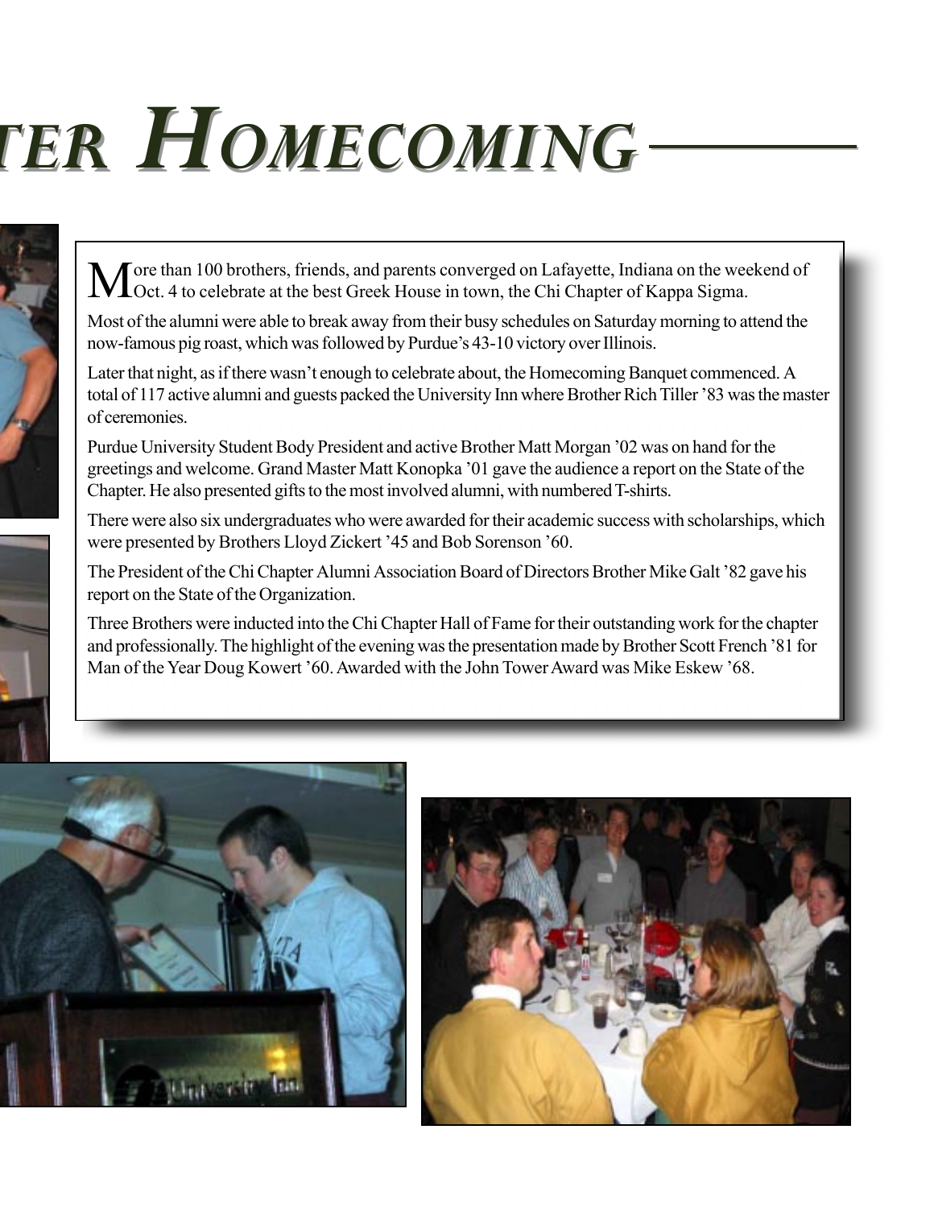# TER HOMECOMING

More than 100 brothers, friends, and parents converged on Lafayette, Indiana on the weekend of Oct. 4 to celebrate at the best Greek House in town, the Chi Chapter of Kappa Sigma.

Most of the alumni were able to break away from their busy schedules on Saturday morning to attend the now-famous pig roast, which was followed by Purdue's 43-10 victory over Illinois.

Later that night, as if there wasn't enough to celebrate about, the Homecoming Banquet commenced. A total of 117 active alumni and guests packed the University Inn where Brother Rich Tiller '83 was the master of ceremonies.

Purdue University Student Body President and active Brother Matt Morgan '02 was on hand for the greetings and welcome. Grand Master Matt Konopka '01 gave the audience a report on the State of the Chapter. He also presented gifts to the most involved alumni, with numbered T-shirts.

There were also six undergraduates who were awarded for their academic success with scholarships, which were presented by Brothers Lloyd Zickert '45 and Bob Sorenson '60.

The President of the Chi Chapter Alumni Association Board of Directors Brother Mike Galt '82 gave his report on the State of the Organization.

Three Brothers were inducted into the Chi Chapter Hall of Fame for their outstanding work for the chapter and professionally. The highlight of the evening was the presentation made by Brother Scott French '81 for Man of the Year Doug Kowert '60. Awarded with the John Tower Award was Mike Eskew '68.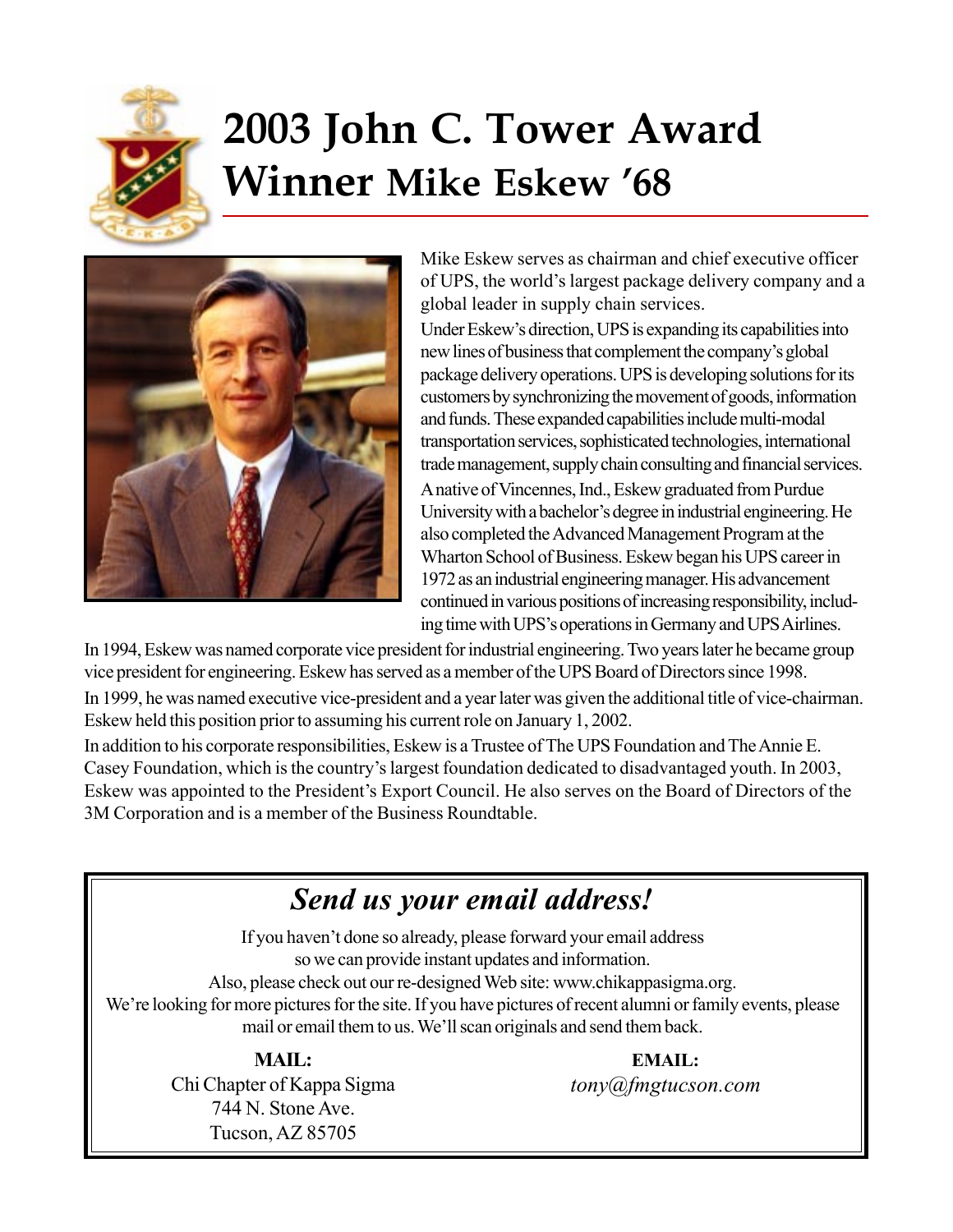# 2003 John C. Tower Award Winner Mike Eskew '68

Mike Eskew serves as chairman and chief executive officer of UPS, the world's largest package delivery company and a global leader in supply chain services.

Under Eskew's direction, UPS is expanding its capabilities into new lines of business that complement the company's global package delivery operations. UPS is developing solutions for its customers by synchronizing the movement of goods, information and funds. These expanded capabilities include multi-modal transportation services, sophisticated technologies, international trade management, supply chain consulting and financial services.

A native of Vincennes, Ind., Eskew graduated from Purdue University with a bachelor's degree in industrial engineering. He also completed the Advanced Management Program at the Wharton School of Business. Eskew began his UPS career in 1972 as an industrial engineering manager. His advancement continued in various positions of increasing responsibility, including time with UPS's operations in Germany and UPS Airlines.

In 1994, Eskew was named corporate vice president for industrial engineering. Two years later he became group vice president for engineering. Eskew has served as a member of the UPS Board of Directors since 1998.

In 1999, he was named executive vice-president and a year later was given the additional title of vice-chairman. Eskew held this position prior to assuming his current role on January 1, 2002.

In addition to his corporate responsibilities, Eskew is a Trustee of The UPS Foundation and The Annie E. Casey Foundation, which is the country's largest foundation dedicated to disadvantaged youth. In 2003, Eskew was appointed to the President's Export Council. He also serves on the Board of Directors of the 3M Corporation and is a member of the Business Roundtable.

## *Send us your email address!*

If you haven't done so already, please forward your email address so we can provide instant updates and information.

Also, please check out our re-designed Web site: www.chikappasigma.org.

We're looking for more pictures for the site. If you have pictures of recent alumni or family events, please mail or email them to us. We'll scan originals and send them back.

**MAIL:**
Chi Chapter of Kappa Sigma
744 N. Stone Ave.
Tucson, AZ 85705

**EMAIL:**
*tony@fmgtucson.com*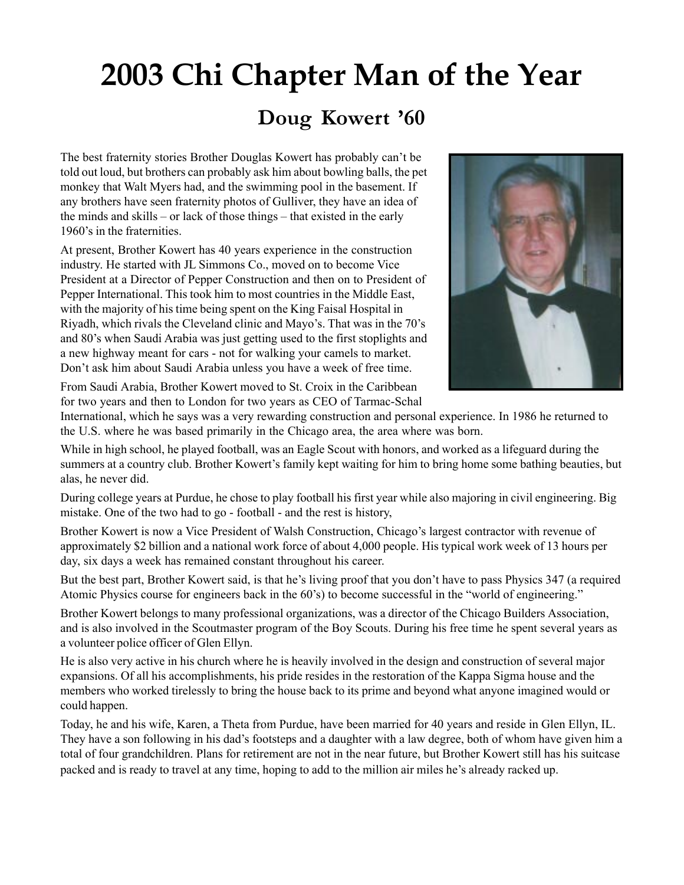# 2003 Chi Chapter Man of the Year

## Doug Kowert '60

The best fraternity stories Brother Douglas Kowert has probably can't be told out loud, but brothers can probably ask him about bowling balls, the pet monkey that Walt Myers had, and the swimming pool in the basement. If any brothers have seen fraternity photos of Gulliver, they have an idea of the minds and skills – or lack of those things – that existed in the early 1960's in the fraternities.

At present, Brother Kowert has 40 years experience in the construction industry. He started with JL Simmons Co., moved on to become Vice President at a Director of Pepper Construction and then on to President of Pepper International. This took him to most countries in the Middle East, with the majority of his time being spent on the King Faisal Hospital in Riyadh, which rivals the Cleveland clinic and Mayo's. That was in the 70's and 80's when Saudi Arabia was just getting used to the first stoplights and a new highway meant for cars - not for walking your camels to market. Don't ask him about Saudi Arabia unless you have a week of free time.

From Saudi Arabia, Brother Kowert moved to St. Croix in the Caribbean for two years and then to London for two years as CEO of Tarmac-Schal International, which he says was a very rewarding construction and personal experience. In 1986 he returned to the U.S. where he was based primarily in the Chicago area, the area where was born.

While in high school, he played football, was an Eagle Scout with honors, and worked as a lifeguard during the summers at a country club. Brother Kowert's family kept waiting for him to bring home some bathing beauties, but alas, he never did.

During college years at Purdue, he chose to play football his first year while also majoring in civil engineering. Big mistake. One of the two had to go - football - and the rest is history,

Brother Kowert is now a Vice President of Walsh Construction, Chicago's largest contractor with revenue of approximately $2 billion and a national work force of about 4,000 people. His typical work week of 13 hours per day, six days a week has remained constant throughout his career.

But the best part, Brother Kowert said, is that he's living proof that you don't have to pass Physics 347 (a required Atomic Physics course for engineers back in the 60's) to become successful in the "world of engineering."

Brother Kowert belongs to many professional organizations, was a director of the Chicago Builders Association, and is also involved in the Scoutmaster program of the Boy Scouts. During his free time he spent several years as a volunteer police officer of Glen Ellyn.

He is also very active in his church where he is heavily involved in the design and construction of several major expansions. Of all his accomplishments, his pride resides in the restoration of the Kappa Sigma house and the members who worked tirelessly to bring the house back to its prime and beyond what anyone imagined would or could happen.

Today, he and his wife, Karen, a Theta from Purdue, have been married for 40 years and reside in Glen Ellyn, IL. They have a son following in his dad's footsteps and a daughter with a law degree, both of whom have given him a total of four grandchildren. Plans for retirement are not in the near future, but Brother Kowert still has his suitcase packed and is ready to travel at any time, hoping to add to the million air miles he's already racked up.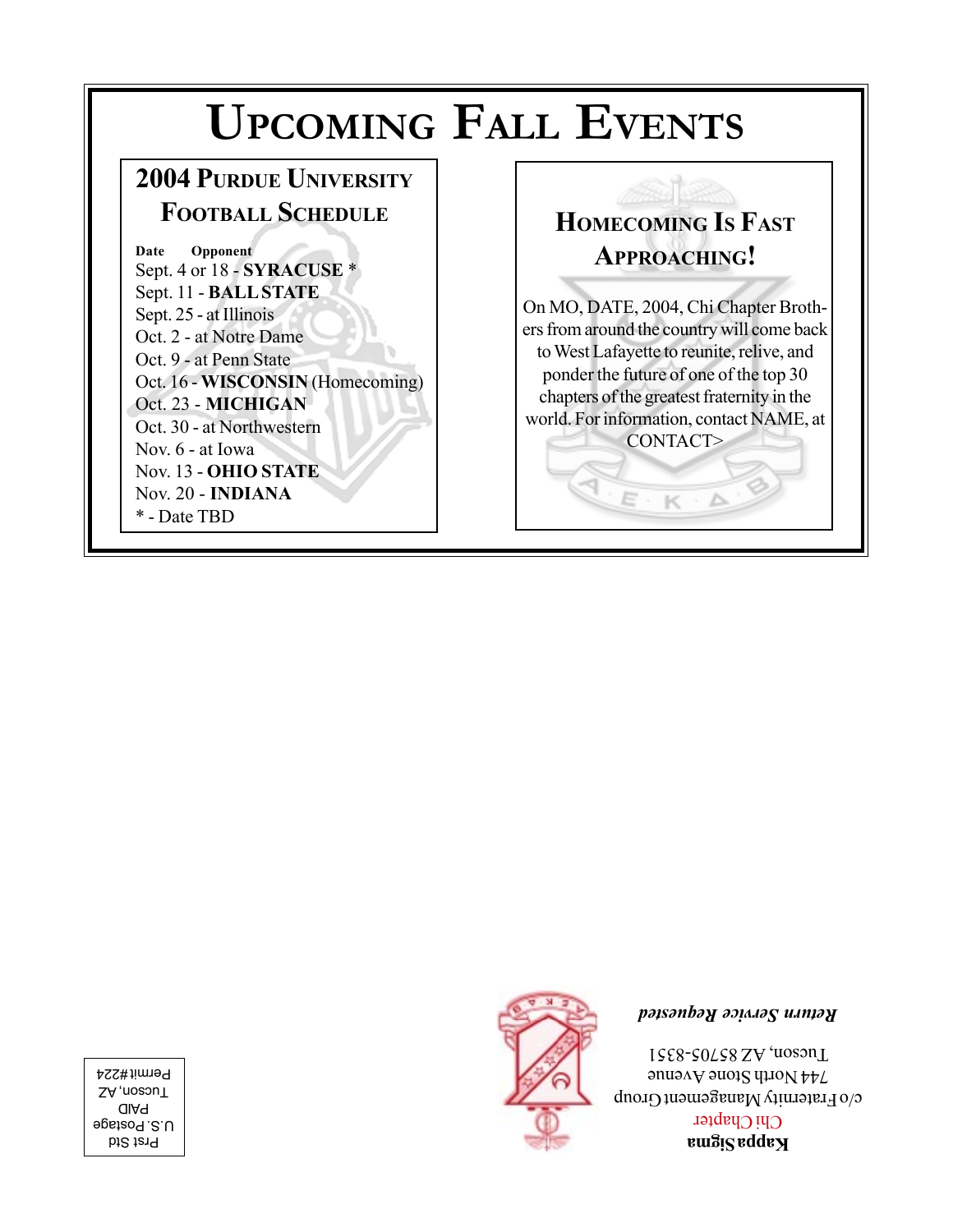# Upcoming Fall Events

## 2004 Purdue University Football Schedule

**Date** **Opponent**

Sept. 4 or 18 - **SYRACUSE** *
Sept. 11 - **BALL STATE**
Sept. 25 - at Illinois
Oct. 2 - at Notre Dame
Oct. 9 - at Penn State
Oct. 16 - **WISCONSIN** (Homecoming)
Oct. 23 - **MICHIGAN**
Oct. 30 - at Northwestern
Nov. 6 - at Iowa
Nov. 13 - **OHIO STATE**
Nov. 20 - **INDIANA**
* - Date TBD

## Homecoming Is Fast Approaching!

On MO, DATE, 2004, Chi Chapter Brothers from around the country will come back to West Lafayette to reunite, relive, and ponder the future of one of the top 30 chapters of the greatest fraternity in the world. For information, contact NAME, at CONTACT>

**Kappa Sigma**
Chi Chapter
c/o Fraternity Management Group
744 North Stone Avenue
Tucson, AZ 85705-8351

***Return Service Requested***

Prst Std
U.S. Postage
PAID
Tucson, AZ
Permit#224